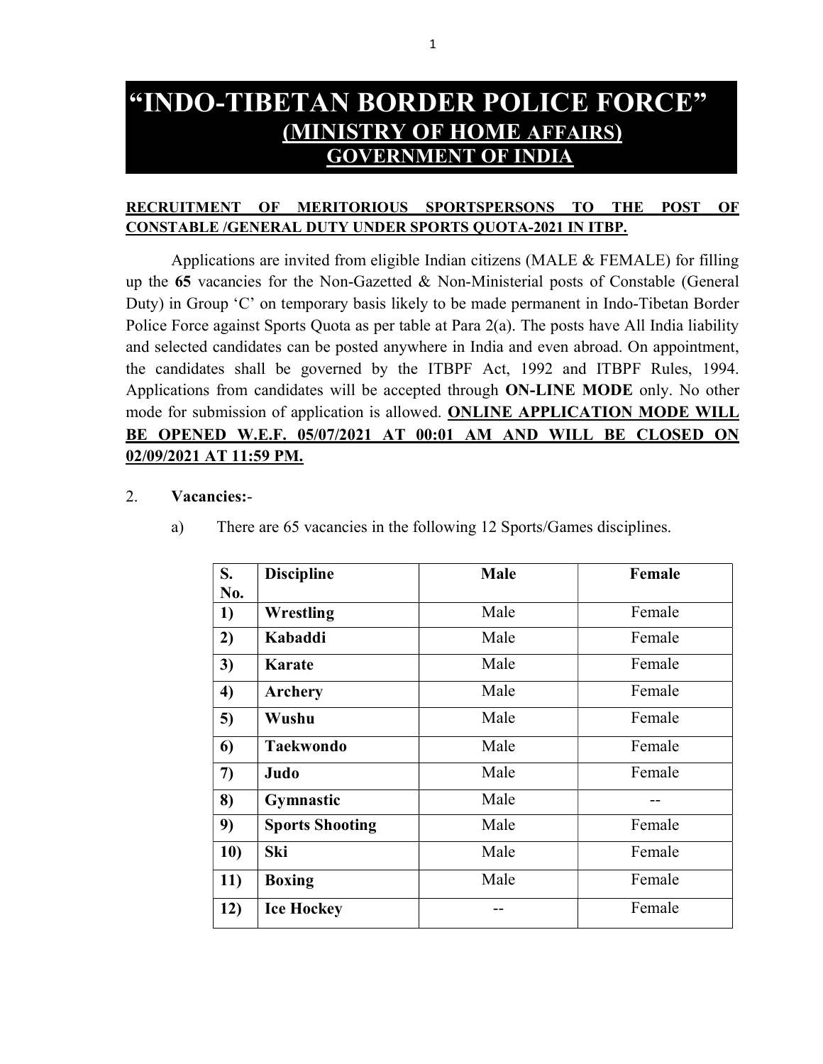# "INDO-TIBETAN BORDER POLICE FORCE"

## (MINISTRY OF HOME AFFAIRS)

## GOVERNMENT OF INDIA

**RECRUITMENT OF MERITORIOUS SPORTSPERSONS TO THE POST OF CONSTABLE /GENERAL DUTY UNDER SPORTS QUOTA-2021 IN ITBP.**

Applications are invited from eligible Indian citizens (MALE & FEMALE) for filling up the **65** vacancies for the Non-Gazetted & Non-Ministerial posts of Constable (General Duty) in Group 'C' on temporary basis likely to be made permanent in Indo-Tibetan Border Police Force against Sports Quota as per table at Para 2(a). The posts have All India liability and selected candidates can be posted anywhere in India and even abroad. On appointment, the candidates shall be governed by the ITBPF Act, 1992 and ITBPF Rules, 1994. Applications from candidates will be accepted through **ON-LINE MODE** only. No other mode for submission of application is allowed. **ONLINE APPLICATION MODE WILL BE OPENED W.E.F. 05/07/2021 AT 00:01 AM AND WILL BE CLOSED ON 02/09/2021 AT 11:59 PM.**

2. **Vacancies:-**

a) There are 65 vacancies in the following 12 Sports/Games disciplines.

| S. No. | Discipline | Male | Female |
|---|---|---|---|
| 1) | **Wrestling** | Male | Female |
| 2) | **Kabaddi** | Male | Female |
| 3) | **Karate** | Male | Female |
| 4) | **Archery** | Male | Female |
| 5) | **Wushu** | Male | Female |
| 6) | **Taekwondo** | Male | Female |
| 7) | **Judo** | Male | Female |
| 8) | **Gymnastic** | Male | -- |
| 9) | **Sports Shooting** | Male | Female |
| 10) | **Ski** | Male | Female |
| 11) | **Boxing** | Male | Female |
| 12) | **Ice Hockey** | -- | Female |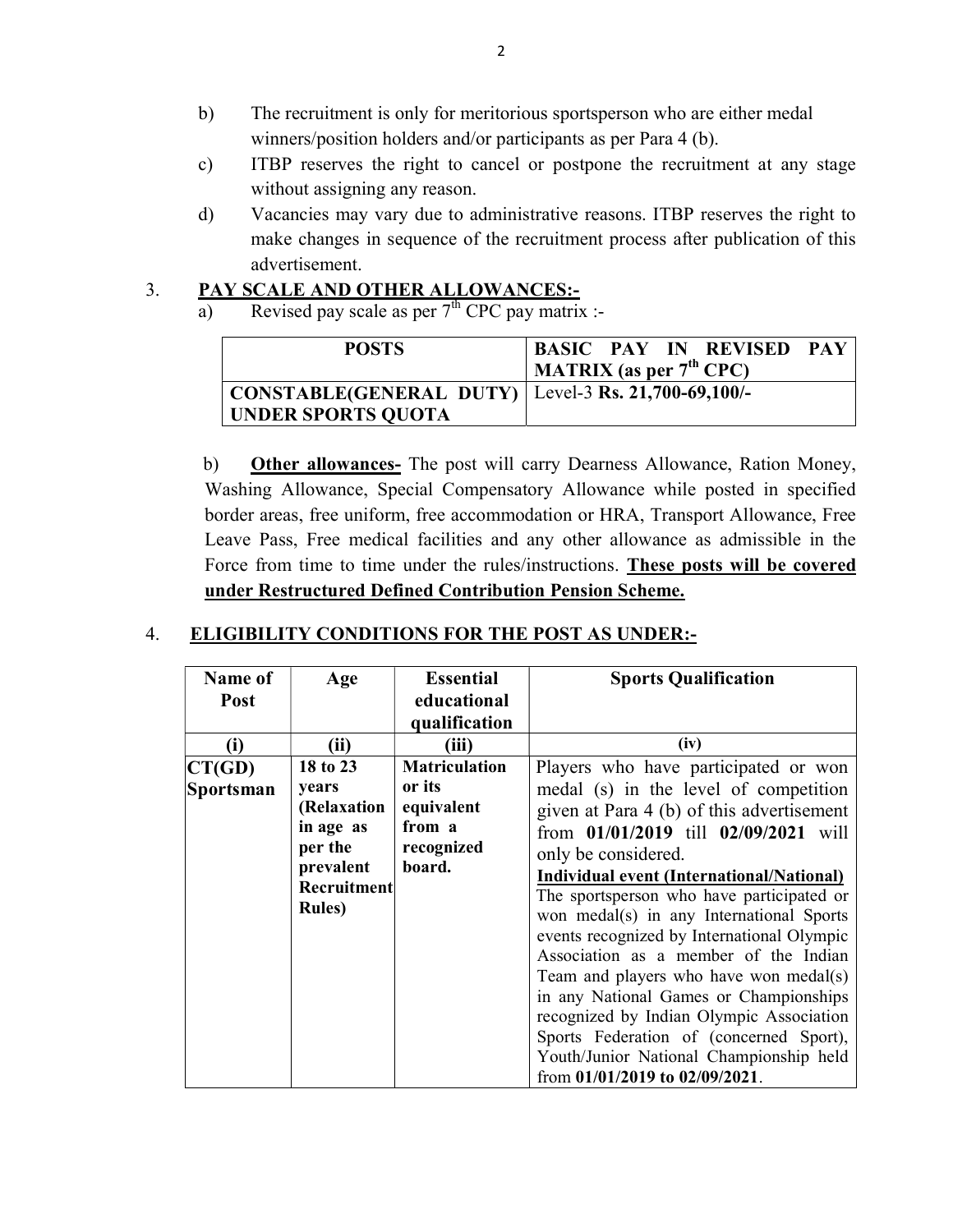b) The recruitment is only for meritorious sportsperson who are either medal winners/position holders and/or participants as per Para 4 (b).

c) ITBP reserves the right to cancel or postpone the recruitment at any stage without assigning any reason.

d) Vacancies may vary due to administrative reasons. ITBP reserves the right to make changes in sequence of the recruitment process after publication of this advertisement.

3. **PAY SCALE AND OTHER ALLOWANCES:-**

a) Revised pay scale as per $7^{th}$ CPC pay matrix :-

| POSTS | BASIC PAY IN REVISED PAY MATRIX (as per $7^{th}$ CPC) |
|---|---|
| **CONSTABLE(GENERAL DUTY) UNDER SPORTS QUOTA** | Level-3 **Rs. 21,700-69,100/-** |

b) **Other allowances-** The post will carry Dearness Allowance, Ration Money, Washing Allowance, Special Compensatory Allowance while posted in specified border areas, free uniform, free accommodation or HRA, Transport Allowance, Free Leave Pass, Free medical facilities and any other allowance as admissible in the Force from time to time under the rules/instructions. **These posts will be covered under Restructured Defined Contribution Pension Scheme.**

4. **ELIGIBILITY CONDITIONS FOR THE POST AS UNDER:-**

| Name of Post | Age | Essential educational qualification | Sports Qualification |
|---|---|---|---|
| **(i)** | **(ii)** | **(iii)** | **(iv)** |
| **CT(GD) Sportsman** | **18 to 23 years (Relaxation in age as per the prevalent Recruitment Rules)** | **Matriculation or its equivalent from a recognized board.** | Players who have participated or won medal (s) in the level of competition given at Para 4 (b) of this advertisement from **01/01/2019** till **02/09/2021** will only be considered.<br>**Individual event (International/National)**<br>The sportsperson who have participated or won medal(s) in any International Sports events recognized by International Olympic Association as a member of the Indian Team and players who have won medal(s) in any National Games or Championships recognized by Indian Olympic Association Sports Federation of (concerned Sport), Youth/Junior National Championship held from **01/01/2019 to 02/09/2021**. |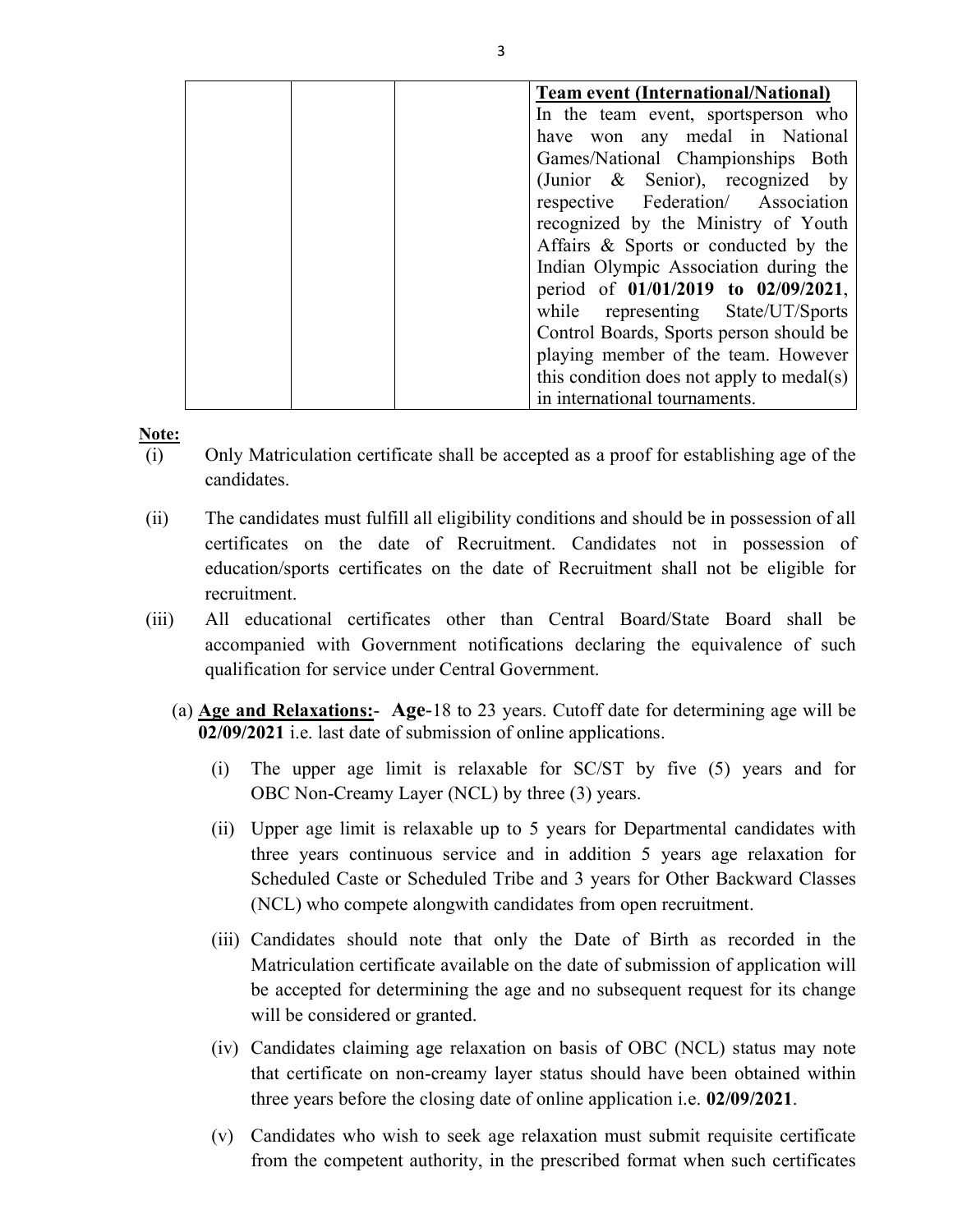| | | | **Team event (International/National)**<br>In the team event, sportsperson who have won any medal in National Games/National Championships Both (Junior & Senior), recognized by respective Federation/ Association recognized by the Ministry of Youth Affairs & Sports or conducted by the Indian Olympic Association during the period of **01/01/2019 to 02/09/2021**, while representing State/UT/Sports Control Boards, Sports person should be playing member of the team. However this condition does not apply to medal(s) in international tournaments. |
|---|---|---|---|

**Note:**

(i) Only Matriculation certificate shall be accepted as a proof for establishing age of the candidates.

(ii) The candidates must fulfill all eligibility conditions and should be in possession of all certificates on the date of Recruitment. Candidates not in possession of education/sports certificates on the date of Recruitment shall not be eligible for recruitment.

(iii) All educational certificates other than Central Board/State Board shall be accompanied with Government notifications declaring the equivalence of such qualification for service under Central Government.

(a) **Age and Relaxations:**- **Age**-18 to 23 years. Cutoff date for determining age will be **02/09/2021** i.e. last date of submission of online applications.

(i) The upper age limit is relaxable for SC/ST by five (5) years and for OBC Non-Creamy Layer (NCL) by three (3) years.

(ii) Upper age limit is relaxable up to 5 years for Departmental candidates with three years continuous service and in addition 5 years age relaxation for Scheduled Caste or Scheduled Tribe and 3 years for Other Backward Classes (NCL) who compete alongwith candidates from open recruitment.

(iii) Candidates should note that only the Date of Birth as recorded in the Matriculation certificate available on the date of submission of application will be accepted for determining the age and no subsequent request for its change will be considered or granted.

(iv) Candidates claiming age relaxation on basis of OBC (NCL) status may note that certificate on non-creamy layer status should have been obtained within three years before the closing date of online application i.e. **02/09/2021**.

(v) Candidates who wish to seek age relaxation must submit requisite certificate from the competent authority, in the prescribed format when such certificates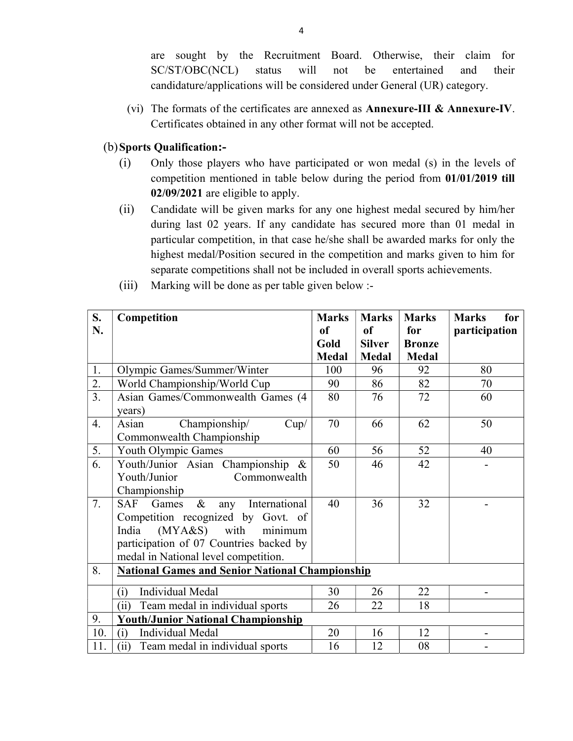are sought by the Recruitment Board. Otherwise, their claim for SC/ST/OBC(NCL) status will not be entertained and their candidature/applications will be considered under General (UR) category.

(vi) The formats of the certificates are annexed as **Annexure-III & Annexure-IV**. Certificates obtained in any other format will not be accepted.

(b) **Sports Qualification:-**

(i) Only those players who have participated or won medal (s) in the levels of competition mentioned in table below during the period from **01/01/2019 till 02/09/2021** are eligible to apply.

(ii) Candidate will be given marks for any one highest medal secured by him/her during last 02 years. If any candidate has secured more than 01 medal in particular competition, in that case he/she shall be awarded marks for only the highest medal/Position secured in the competition and marks given to him for separate competitions shall not be included in overall sports achievements.

(iii) Marking will be done as per table given below :-

| S. N. | Competition | Marks of Gold Medal | Marks of Silver Medal | Marks for Bronze Medal | Marks for participation |
|---|---|---|---|---|---|
| 1. | Olympic Games/Summer/Winter | 100 | 96 | 92 | 80 |
| 2. | World Championship/World Cup | 90 | 86 | 82 | 70 |
| 3. | Asian Games/Commonwealth Games (4 years) | 80 | 76 | 72 | 60 |
| 4. | Asian Championship/ Cup/ Commonwealth Championship | 70 | 66 | 62 | 50 |
| 5. | Youth Olympic Games | 60 | 56 | 52 | 40 |
| 6. | Youth/Junior Asian Championship & Youth/Junior Commonwealth Championship | 50 | 46 | 42 | - |
| 7. | SAF Games & any International Competition recognized by Govt. of India (MYA&S) with minimum participation of 07 Countries backed by medal in National level competition. | 40 | 36 | 32 | - |
| 8. | **National Games and Senior National Championship** | | | | |
| | (i) Individual Medal | 30 | 26 | 22 | - |
| | (ii) Team medal in individual sports | 26 | 22 | 18 | |
| 9. | **Youth/Junior National Championship** | | | | |
| 10. | (i) Individual Medal | 20 | 16 | 12 | - |
| 11. | (ii) Team medal in individual sports | 16 | 12 | 08 | - |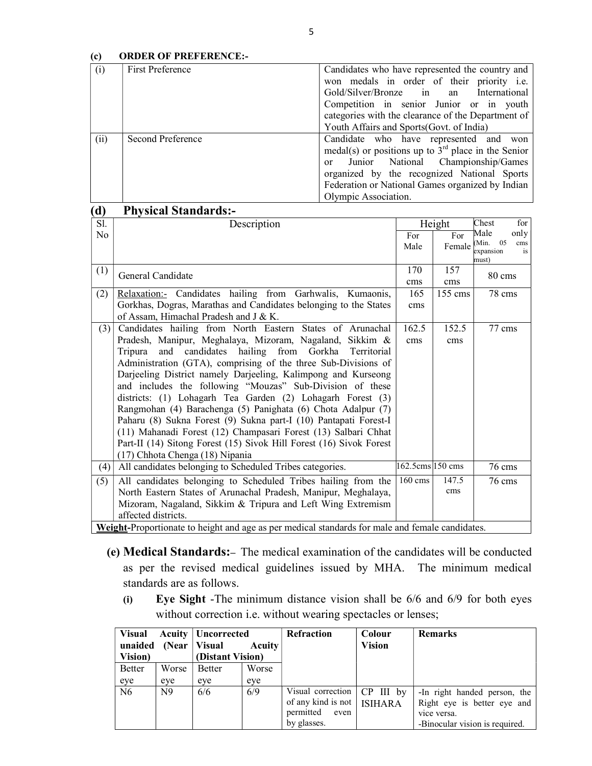**(c) ORDER OF PREFERENCE:-**

| | | |
|---|---|---|
| (i) | First Preference | Candidates who have represented the country and won medals in order of their priority i.e. Gold/Silver/Bronze in an International Competition in senior Junior or in youth categories with the clearance of the Department of Youth Affairs and Sports(Govt. of India) |
| (ii) | Second Preference | Candidate who have represented and won medal(s) or positions up to 3rd place in the Senior or Junior National Championship/Games organized by the recognized National Sports Federation or National Games organized by Indian Olympic Association. |

## (d) Physical Standards:-

| Sl. No | Description | Height | | Chest for Male only (Min. 05 cms expansion is must) |
|---|---|---|---|---|
| | | For Male | For Female | |
| (1) | General Candidate | 170 cms | 157 cms | 80 cms |
| (2) | Relaxation:- Candidates hailing from Garhwalis, Kumaonis, Gorkhas, Dogras, Marathas and Candidates belonging to the States of Assam, Himachal Pradesh and J & K. | 165 cms | 155 cms | 78 cms |
| (3) | Candidates hailing from North Eastern States of Arunachal Pradesh, Manipur, Meghalaya, Mizoram, Nagaland, Sikkim & Tripura and candidates hailing from Gorkha Territorial Administration (GTA), comprising of the three Sub-Divisions of Darjeeling District namely Darjeeling, Kalimpong and Kurseong and includes the following "Mouzas" Sub-Division of these districts: (1) Lohagarh Tea Garden (2) Lohagarh Forest (3) Rangmohan (4) Barachenga (5) Panighata (6) Chota Adalpur (7) Paharu (8) Sukna Forest (9) Sukna part-I (10) Pantapati Forest-I (11) Mahanadi Forest (12) Champasari Forest (13) Salbari Chhat Part-II (14) Sitong Forest (15) Sivok Hill Forest (16) Sivok Forest (17) Chhota Chenga (18) Nipania | 162.5 cms | 152.5 cms | 77 cms |
| (4) | All candidates belonging to Scheduled Tribes categories. | 162.5cms | 150 cms | 76 cms |
| (5) | All candidates belonging to Scheduled Tribes hailing from the North Eastern States of Arunachal Pradesh, Manipur, Meghalaya, Mizoram, Nagaland, Sikkim & Tripura and Left Wing Extremism affected districts. | 160 cms | 147.5 cms | 76 cms |
| **Weight**-Proportionate to height and age as per medical standards for male and female candidates. | | | | |

**(e) Medical Standards:–** The medical examination of the candidates will be conducted as per the revised medical guidelines issued by MHA. The minimum medical standards are as follows.

**(i) Eye Sight** -The minimum distance vision shall be 6/6 and 6/9 for both eyes without correction i.e. without wearing spectacles or lenses;

| Visual Acuity unaided (Near Vision) | | Uncorrected Visual Acuity (Distant Vision) | | Refraction | Colour Vision | Remarks |
|---|---|---|---|---|---|---|
| Better eye | Worse eye | Better eye | Worse eye | | | |
| N6 | N9 | 6/6 | 6/9 | Visual correction of any kind is not permitted even by glasses. | CP III by ISIHARA | -In right handed person, the Right eye is better eye and vice versa.<br>-Binocular vision is required. |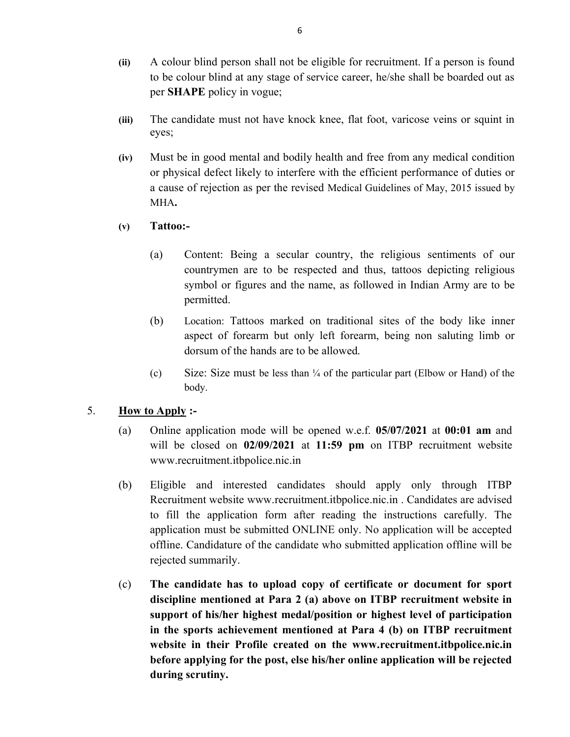**(ii)** A colour blind person shall not be eligible for recruitment. If a person is found to be colour blind at any stage of service career, he/she shall be boarded out as per **SHAPE** policy in vogue;

**(iii)** The candidate must not have knock knee, flat foot, varicose veins or squint in eyes;

**(iv)** Must be in good mental and bodily health and free from any medical condition or physical defect likely to interfere with the efficient performance of duties or a cause of rejection as per the revised Medical Guidelines of May, 2015 issued by MHA**.**

**(v)** **Tattoo:-**

(a) Content: Being a secular country, the religious sentiments of our countrymen are to be respected and thus, tattoos depicting religious symbol or figures and the name, as followed in Indian Army are to be permitted.

(b) Location: Tattoos marked on traditional sites of the body like inner aspect of forearm but only left forearm, being non saluting limb or dorsum of the hands are to be allowed.

(c) Size: Size must be less than ¼ of the particular part (Elbow or Hand) of the body.

5. **<u>How to Apply</u> :-**

(a) Online application mode will be opened w.e.f. **05/07/2021** at **00:01 am** and will be closed on **02/09/2021** at **11:59 pm** on ITBP recruitment website www.recruitment.itbpolice.nic.in

(b) Eligible and interested candidates should apply only through ITBP Recruitment website www.recruitment.itbpolice.nic.in . Candidates are advised to fill the application form after reading the instructions carefully. The application must be submitted ONLINE only. No application will be accepted offline. Candidature of the candidate who submitted application offline will be rejected summarily.

(c) **The candidate has to upload copy of certificate or document for sport discipline mentioned at Para 2 (a) above on ITBP recruitment website in support of his/her highest medal/position or highest level of participation in the sports achievement mentioned at Para 4 (b) on ITBP recruitment website in their Profile created on the www.recruitment.itbpolice.nic.in before applying for the post, else his/her online application will be rejected during scrutiny.**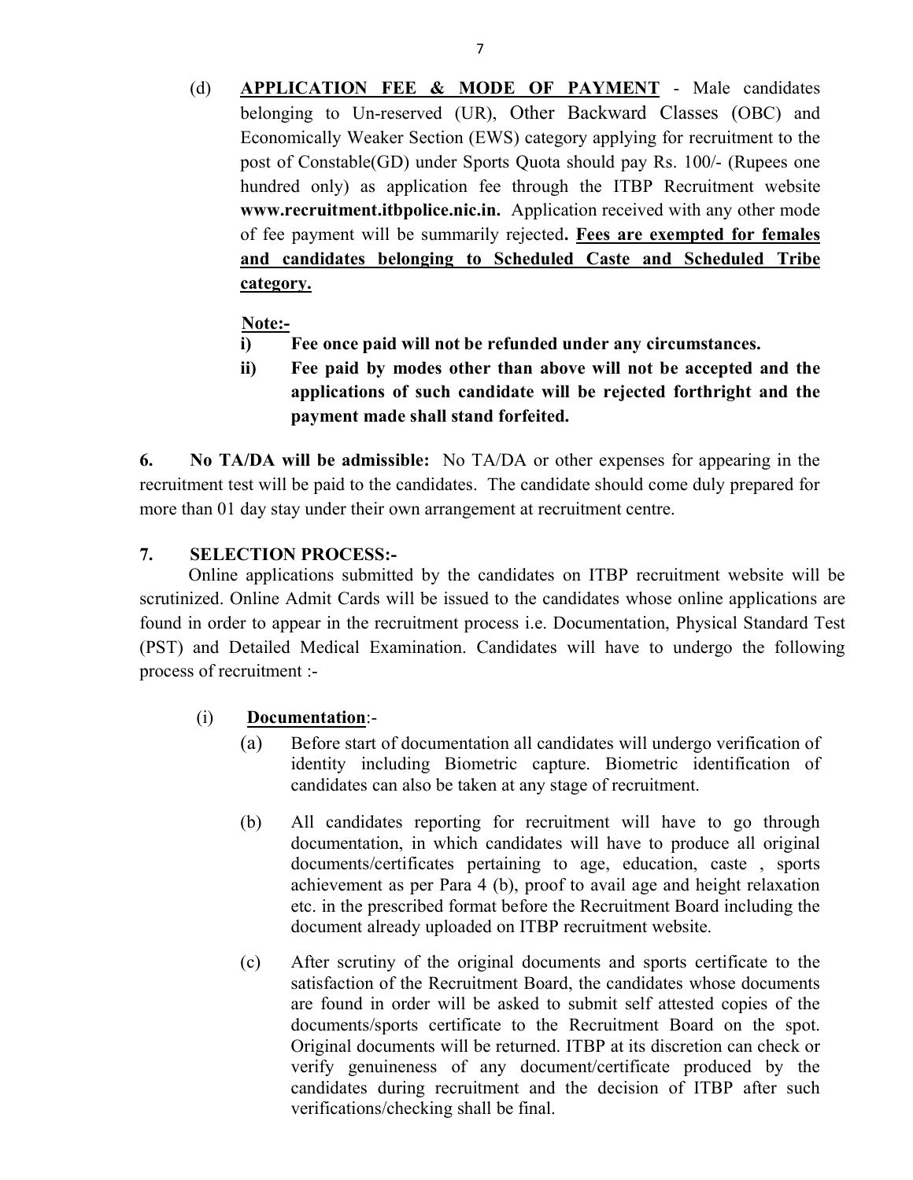(d) **<u>APPLICATION FEE & MODE OF PAYMENT</u>** - Male candidates belonging to Un-reserved (UR), Other Backward Classes (OBC) and Economically Weaker Section (EWS) category applying for recruitment to the post of Constable(GD) under Sports Quota should pay Rs. 100/- (Rupees one hundred only) as application fee through the ITBP Recruitment website **www.recruitment.itbpolice.nic.in.** Application received with any other mode of fee payment will be summarily rejected**. <u>Fees are exempted for females and candidates belonging to Scheduled Caste and Scheduled Tribe category.</u>**

**<u>Note:-</u>**

**i) Fee once paid will not be refunded under any circumstances.**

**ii) Fee paid by modes other than above will not be accepted and the applications of such candidate will be rejected forthright and the payment made shall stand forfeited.**

**6. No TA/DA will be admissible:** No TA/DA or other expenses for appearing in the recruitment test will be paid to the candidates. The candidate should come duly prepared for more than 01 day stay under their own arrangement at recruitment centre.

**7. SELECTION PROCESS:-**

Online applications submitted by the candidates on ITBP recruitment website will be scrutinized. Online Admit Cards will be issued to the candidates whose online applications are found in order to appear in the recruitment process i.e. Documentation, Physical Standard Test (PST) and Detailed Medical Examination. Candidates will have to undergo the following process of recruitment :-

(i) **<u>Documentation</u>**:-

(a) Before start of documentation all candidates will undergo verification of identity including Biometric capture. Biometric identification of candidates can also be taken at any stage of recruitment.

(b) All candidates reporting for recruitment will have to go through documentation, in which candidates will have to produce all original documents/certificates pertaining to age, education, caste , sports achievement as per Para 4 (b), proof to avail age and height relaxation etc. in the prescribed format before the Recruitment Board including the document already uploaded on ITBP recruitment website.

(c) After scrutiny of the original documents and sports certificate to the satisfaction of the Recruitment Board, the candidates whose documents are found in order will be asked to submit self attested copies of the documents/sports certificate to the Recruitment Board on the spot. Original documents will be returned. ITBP at its discretion can check or verify genuineness of any document/certificate produced by the candidates during recruitment and the decision of ITBP after such verifications/checking shall be final.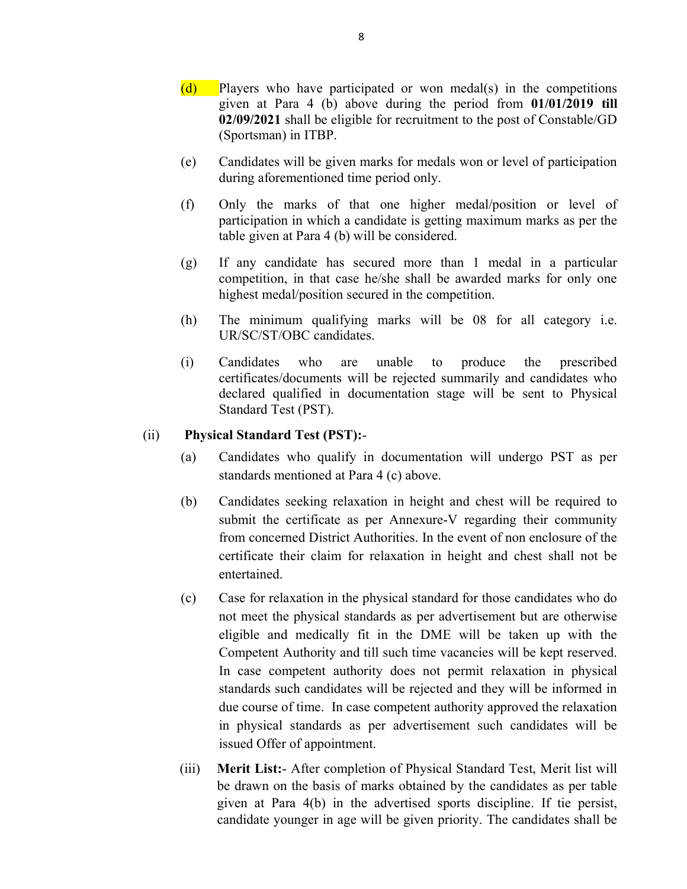(d) Players who have participated or won medal(s) in the competitions given at Para 4 (b) above during the period from **01/01/2019 till 02/09/2021** shall be eligible for recruitment to the post of Constable/GD (Sportsman) in ITBP.

(e) Candidates will be given marks for medals won or level of participation during aforementioned time period only.

(f) Only the marks of that one higher medal/position or level of participation in which a candidate is getting maximum marks as per the table given at Para 4 (b) will be considered.

(g) If any candidate has secured more than 1 medal in a particular competition, in that case he/she shall be awarded marks for only one highest medal/position secured in the competition.

(h) The minimum qualifying marks will be 08 for all category i.e. UR/SC/ST/OBC candidates.

(i) Candidates who are unable to produce the prescribed certificates/documents will be rejected summarily and candidates who declared qualified in documentation stage will be sent to Physical Standard Test (PST).

(ii) **Physical Standard Test (PST):**-

(a) Candidates who qualify in documentation will undergo PST as per standards mentioned at Para 4 (c) above.

(b) Candidates seeking relaxation in height and chest will be required to submit the certificate as per Annexure-V regarding their community from concerned District Authorities. In the event of non enclosure of the certificate their claim for relaxation in height and chest shall not be entertained.

(c) Case for relaxation in the physical standard for those candidates who do not meet the physical standards as per advertisement but are otherwise eligible and medically fit in the DME will be taken up with the Competent Authority and till such time vacancies will be kept reserved. In case competent authority does not permit relaxation in physical standards such candidates will be rejected and they will be informed in due course of time. In case competent authority approved the relaxation in physical standards as per advertisement such candidates will be issued Offer of appointment.

(iii) **Merit List:**- After completion of Physical Standard Test, Merit list will be drawn on the basis of marks obtained by the candidates as per table given at Para 4(b) in the advertised sports discipline. If tie persist, candidate younger in age will be given priority. The candidates shall be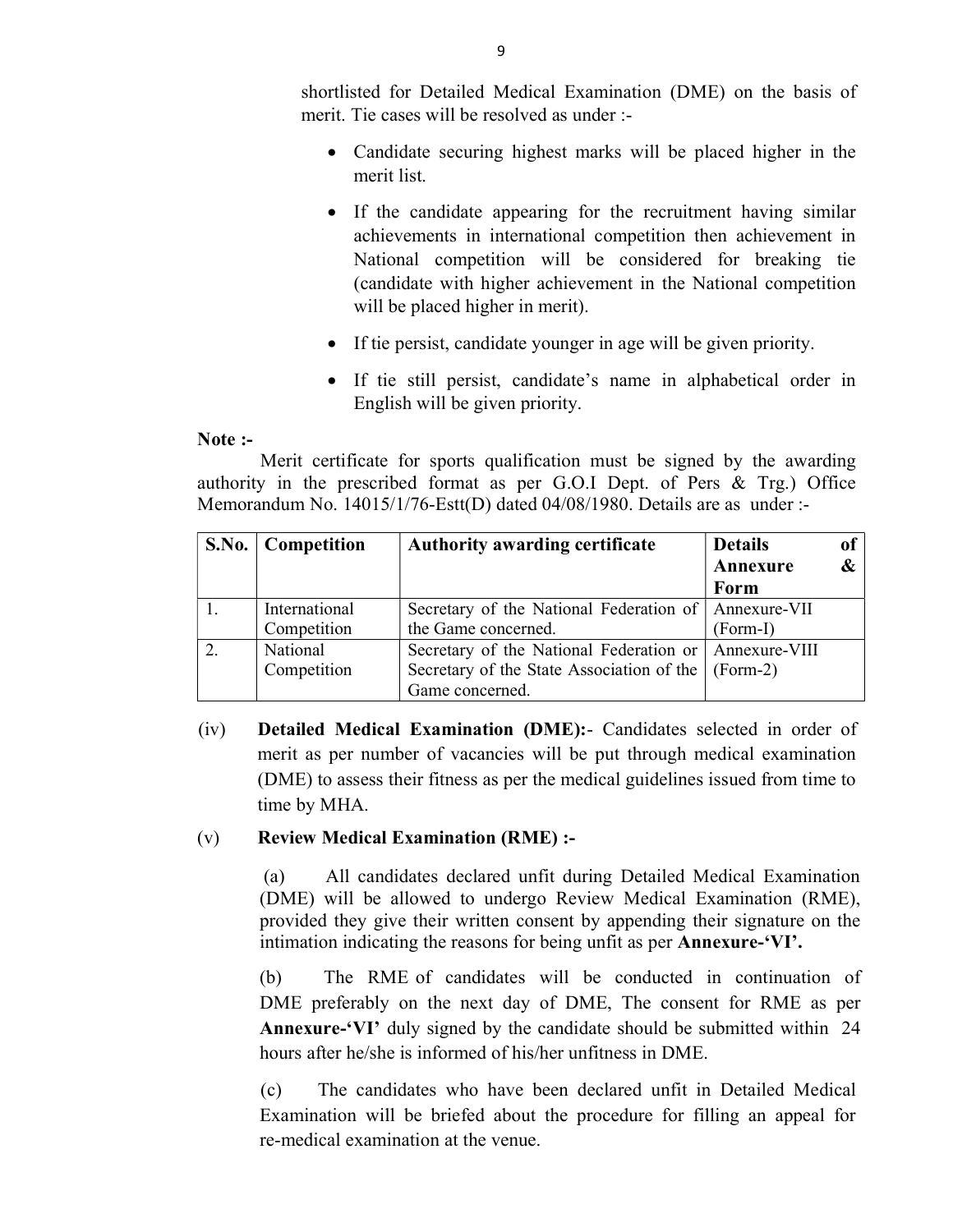shortlisted for Detailed Medical Examination (DME) on the basis of merit. Tie cases will be resolved as under :-

- Candidate securing highest marks will be placed higher in the merit list.
- If the candidate appearing for the recruitment having similar achievements in international competition then achievement in National competition will be considered for breaking tie (candidate with higher achievement in the National competition will be placed higher in merit).
- If tie persist, candidate younger in age will be given priority.
- If tie still persist, candidate's name in alphabetical order in English will be given priority.

**Note :-**

Merit certificate for sports qualification must be signed by the awarding authority in the prescribed format as per G.O.I Dept. of Pers & Trg.) Office Memorandum No. 14015/1/76-Estt(D) dated 04/08/1980. Details are as under :-

| S.No. | Competition | Authority awarding certificate | Details of Annexure & Form |
|---|---|---|---|
| 1. | International Competition | Secretary of the National Federation of the Game concerned. | Annexure-VII (Form-I) |
| 2. | National Competition | Secretary of the National Federation or Secretary of the State Association of the Game concerned. | Annexure-VIII (Form-2) |

(iv) **Detailed Medical Examination (DME):**- Candidates selected in order of merit as per number of vacancies will be put through medical examination (DME) to assess their fitness as per the medical guidelines issued from time to time by MHA.

(v) **Review Medical Examination (RME) :-**

(a) All candidates declared unfit during Detailed Medical Examination (DME) will be allowed to undergo Review Medical Examination (RME), provided they give their written consent by appending their signature on the intimation indicating the reasons for being unfit as per **Annexure-'VI'.**

(b) The RME of candidates will be conducted in continuation of DME preferably on the next day of DME, The consent for RME as per **Annexure-'VI'** duly signed by the candidate should be submitted within 24 hours after he/she is informed of his/her unfitness in DME.

(c) The candidates who have been declared unfit in Detailed Medical Examination will be briefed about the procedure for filling an appeal for re-medical examination at the venue.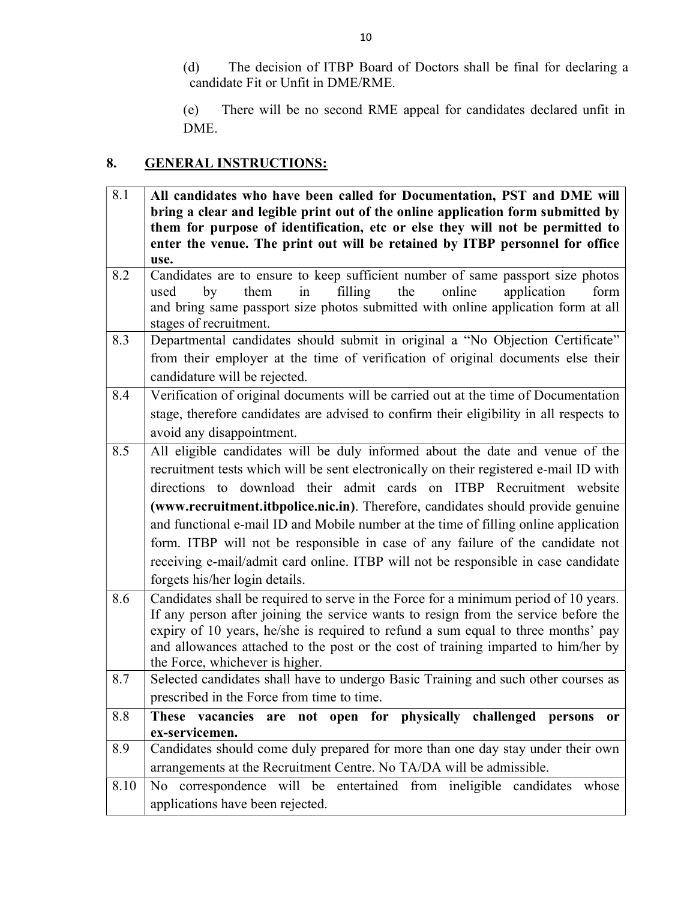(d) The decision of ITBP Board of Doctors shall be final for declaring a candidate Fit or Unfit in DME/RME.

(e) There will be no second RME appeal for candidates declared unfit in DME.

## 8. GENERAL INSTRUCTIONS:

| | |
|---|---|
| 8.1 | **All candidates who have been called for Documentation, PST and DME will bring a clear and legible print out of the online application form submitted by them for purpose of identification, etc or else they will not be permitted to enter the venue. The print out will be retained by ITBP personnel for office use.** |
| 8.2 | Candidates are to ensure to keep sufficient number of same passport size photos used by them in filling the online application form and bring same passport size photos submitted with online application form at all stages of recruitment. |
| 8.3 | Departmental candidates should submit in original a "No Objection Certificate" from their employer at the time of verification of original documents else their candidature will be rejected. |
| 8.4 | Verification of original documents will be carried out at the time of Documentation stage, therefore candidates are advised to confirm their eligibility in all respects to avoid any disappointment. |
| 8.5 | All eligible candidates will be duly informed about the date and venue of the recruitment tests which will be sent electronically on their registered e-mail ID with directions to download their admit cards on ITBP Recruitment website **(www.recruitment.itbpolice.nic.in)**. Therefore, candidates should provide genuine and functional e-mail ID and Mobile number at the time of filling online application form. ITBP will not be responsible in case of any failure of the candidate not receiving e-mail/admit card online. ITBP will not be responsible in case candidate forgets his/her login details. |
| 8.6 | Candidates shall be required to serve in the Force for a minimum period of 10 years. If any person after joining the service wants to resign from the service before the expiry of 10 years, he/she is required to refund a sum equal to three months' pay and allowances attached to the post or the cost of training imparted to him/her by the Force, whichever is higher. |
| 8.7 | Selected candidates shall have to undergo Basic Training and such other courses as prescribed in the Force from time to time. |
| 8.8 | **These vacancies are not open for physically challenged persons or ex-servicemen.** |
| 8.9 | Candidates should come duly prepared for more than one day stay under their own arrangements at the Recruitment Centre. No TA/DA will be admissible. |
| 8.10 | No correspondence will be entertained from ineligible candidates whose applications have been rejected. |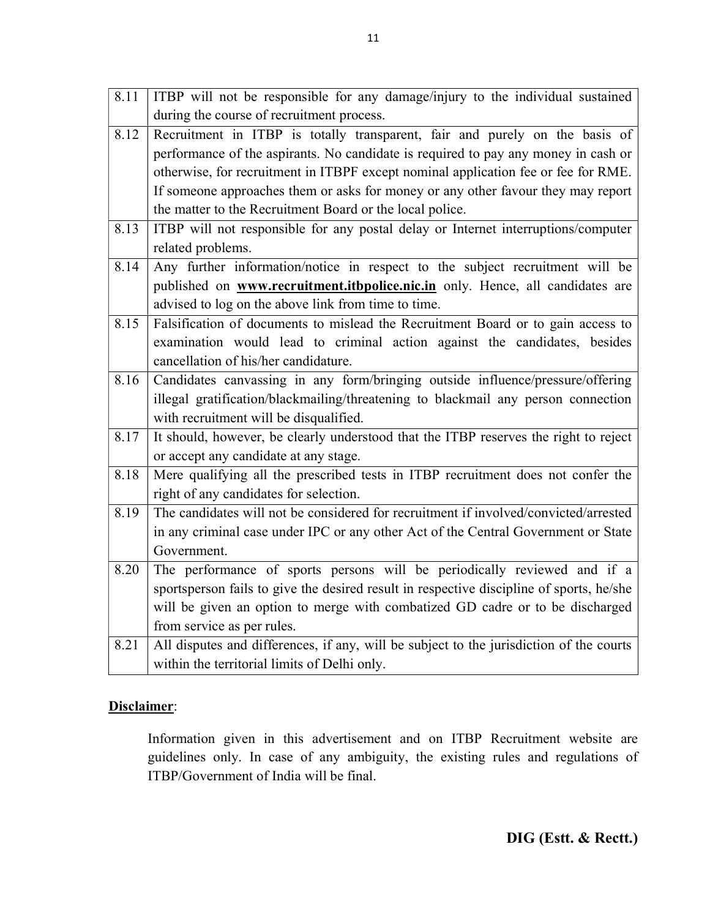| | |
|---|---|
| 8.11 | ITBP will not be responsible for any damage/injury to the individual sustained during the course of recruitment process. |
| 8.12 | Recruitment in ITBP is totally transparent, fair and purely on the basis of performance of the aspirants. No candidate is required to pay any money in cash or otherwise, for recruitment in ITBPF except nominal application fee or fee for RME. If someone approaches them or asks for money or any other favour they may report the matter to the Recruitment Board or the local police. |
| 8.13 | ITBP will not responsible for any postal delay or Internet interruptions/computer related problems. |
| 8.14 | Any further information/notice in respect to the subject recruitment will be published on **www.recruitment.itbpolice.nic.in** only. Hence, all candidates are advised to log on the above link from time to time. |
| 8.15 | Falsification of documents to mislead the Recruitment Board or to gain access to examination would lead to criminal action against the candidates, besides cancellation of his/her candidature. |
| 8.16 | Candidates canvassing in any form/bringing outside influence/pressure/offering illegal gratification/blackmailing/threatening to blackmail any person connection with recruitment will be disqualified. |
| 8.17 | It should, however, be clearly understood that the ITBP reserves the right to reject or accept any candidate at any stage. |
| 8.18 | Mere qualifying all the prescribed tests in ITBP recruitment does not confer the right of any candidates for selection. |
| 8.19 | The candidates will not be considered for recruitment if involved/convicted/arrested in any criminal case under IPC or any other Act of the Central Government or State Government. |
| 8.20 | The performance of sports persons will be periodically reviewed and if a sportsperson fails to give the desired result in respective discipline of sports, he/she will be given an option to merge with combatized GD cadre or to be discharged from service as per rules. |
| 8.21 | All disputes and differences, if any, will be subject to the jurisdiction of the courts within the territorial limits of Delhi only. |

**Disclaimer**:

Information given in this advertisement and on ITBP Recruitment website are guidelines only. In case of any ambiguity, the existing rules and regulations of ITBP/Government of India will be final.

**DIG (Estt. & Rectt.)**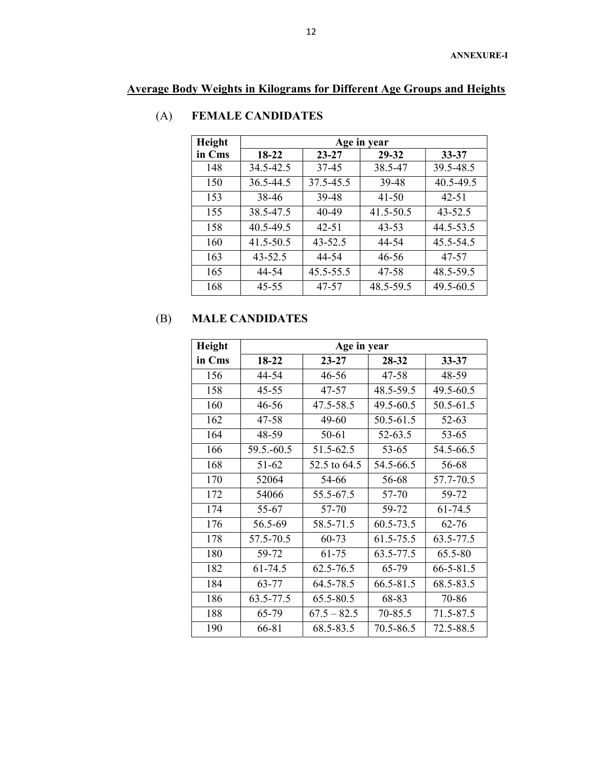**ANNEXURE-I**

## Average Body Weights in Kilograms for Different Age Groups and Heights

### (A) FEMALE CANDIDATES

| Height in Cms | Age in year | | | |
|---|---|---|---|---|
| | 18-22 | 23-27 | 29-32 | 33-37 |
| 148 | 34.5-42.5 | 37-45 | 38.5-47 | 39.5-48.5 |
| 150 | 36.5-44.5 | 37.5-45.5 | 39-48 | 40.5-49.5 |
| 153 | 38-46 | 39-48 | 41-50 | 42-51 |
| 155 | 38.5-47.5 | 40-49 | 41.5-50.5 | 43-52.5 |
| 158 | 40.5-49.5 | 42-51 | 43-53 | 44.5-53.5 |
| 160 | 41.5-50.5 | 43-52.5 | 44-54 | 45.5-54.5 |
| 163 | 43-52.5 | 44-54 | 46-56 | 47-57 |
| 165 | 44-54 | 45.5-55.5 | 47-58 | 48.5-59.5 |
| 168 | 45-55 | 47-57 | 48.5-59.5 | 49.5-60.5 |

### (B) MALE CANDIDATES

| Height in Cms | Age in year | | | |
|---|---|---|---|---|
| | 18-22 | 23-27 | 28-32 | 33-37 |
| 156 | 44-54 | 46-56 | 47-58 | 48-59 |
| 158 | 45-55 | 47-57 | 48.5-59.5 | 49.5-60.5 |
| 160 | 46-56 | 47.5-58.5 | 49.5-60.5 | 50.5-61.5 |
| 162 | 47-58 | 49-60 | 50.5-61.5 | 52-63 |
| 164 | 48-59 | 50-61 | 52-63.5 | 53-65 |
| 166 | 59.5.-60.5 | 51.5-62.5 | 53-65 | 54.5-66.5 |
| 168 | 51-62 | 52.5 to 64.5 | 54.5-66.5 | 56-68 |
| 170 | 52064 | 54-66 | 56-68 | 57.7-70.5 |
| 172 | 54066 | 55.5-67.5 | 57-70 | 59-72 |
| 174 | 55-67 | 57-70 | 59-72 | 61-74.5 |
| 176 | 56.5-69 | 58.5-71.5 | 60.5-73.5 | 62-76 |
| 178 | 57.5-70.5 | 60-73 | 61.5-75.5 | 63.5-77.5 |
| 180 | 59-72 | 61-75 | 63.5-77.5 | 65.5-80 |
| 182 | 61-74.5 | 62.5-76.5 | 65-79 | 66-5-81.5 |
| 184 | 63-77 | 64.5-78.5 | 66.5-81.5 | 68.5-83.5 |
| 186 | 63.5-77.5 | 65.5-80.5 | 68-83 | 70-86 |
| 188 | 65-79 | 67.5 – 82.5 | 70-85.5 | 71.5-87.5 |
| 190 | 66-81 | 68.5-83.5 | 70.5-86.5 | 72.5-88.5 |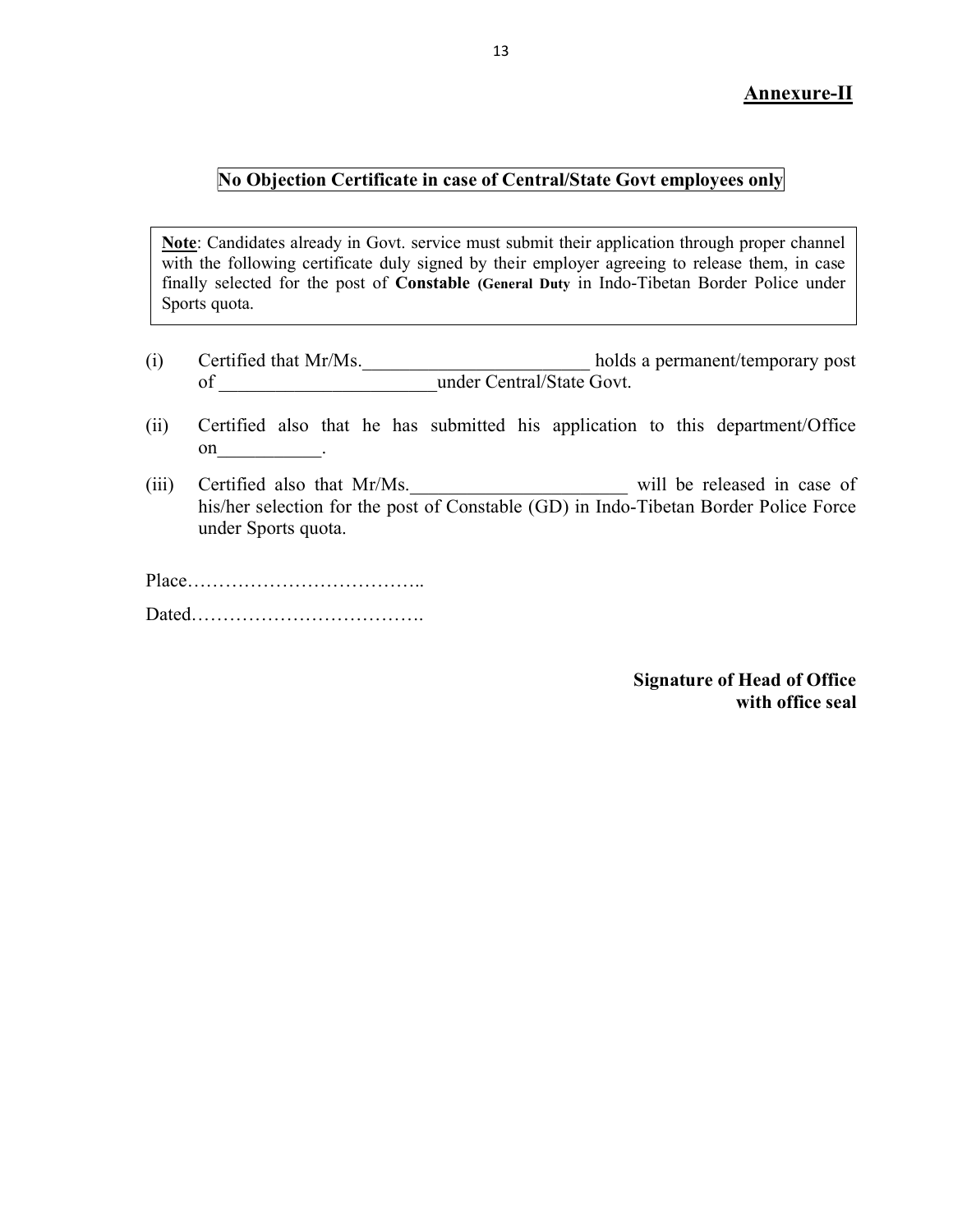**Annexure-II**

## No Objection Certificate in case of Central/State Govt employees only

> **Note**: Candidates already in Govt. service must submit their application through proper channel with the following certificate duly signed by their employer agreeing to release them, in case finally selected for the post of **Constable (General Duty** in Indo-Tibetan Border Police under Sports quota.

(i) Certified that Mr/Ms.________________________ holds a permanent/temporary post of ________________________under Central/State Govt.

(ii) Certified also that he has submitted his application to this department/Office on___________.

(iii) Certified also that Mr/Ms.________________________ will be released in case of his/her selection for the post of Constable (GD) in Indo-Tibetan Border Police Force under Sports quota.

Place………………………………..

Dated……………………………….

**Signature of Head of Office**
**with office seal**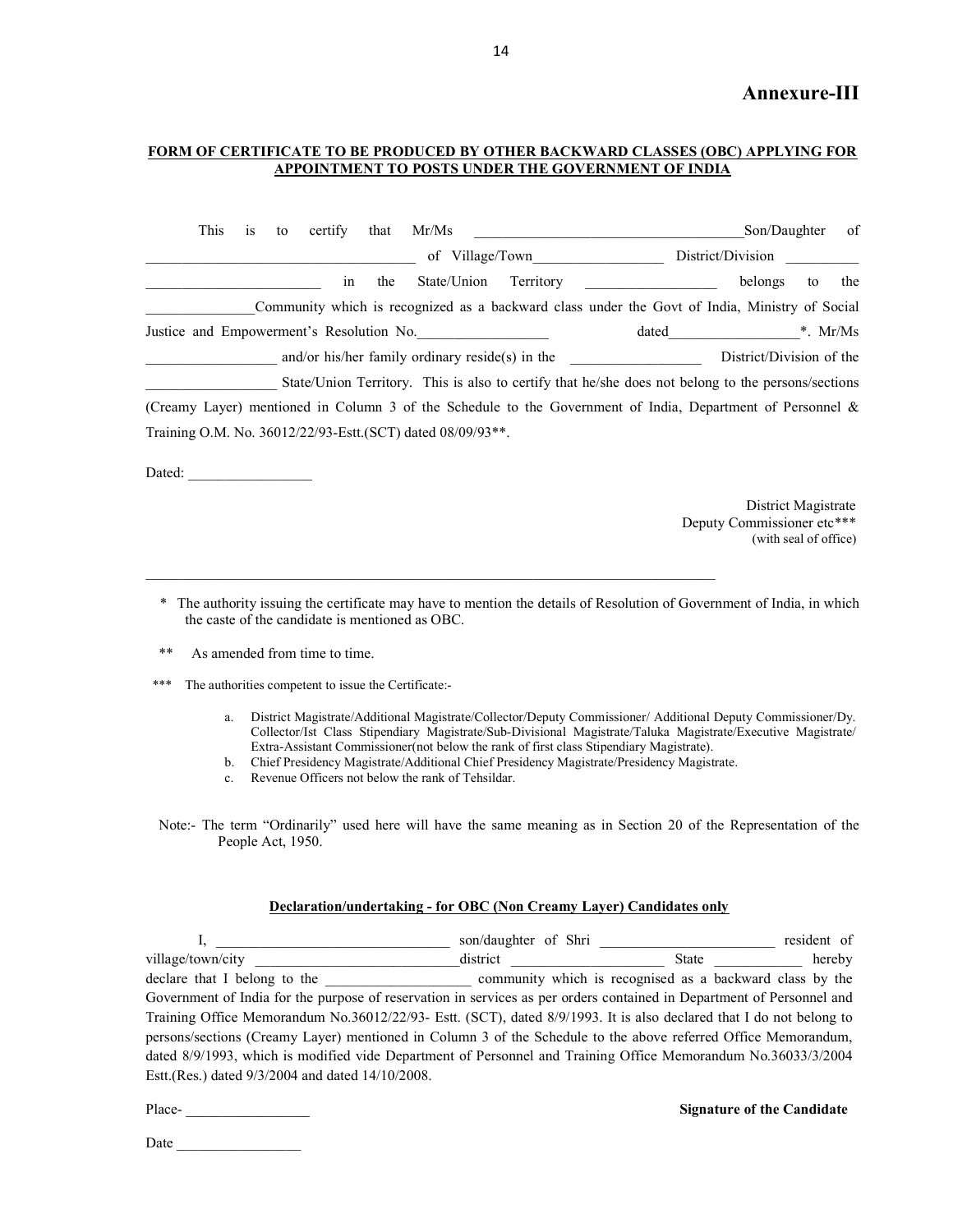# Annexure-III

**FORM OF CERTIFICATE TO BE PRODUCED BY OTHER BACKWARD CLASSES (OBC) APPLYING FOR APPOINTMENT TO POSTS UNDER THE GOVERNMENT OF INDIA**

This is to certify that Mr/Ms ____________________________________Son/Daughter of ____________________________________ of Village/Town_________________ District/Division __________ ________________________ in the State/Union Territory _________________ belongs to the _______________Community which is recognized as a backward class under the Govt of India, Ministry of Social Justice and Empowerment's Resolution No._________________ dated_________________*. Mr/Ms _________________ and/or his/her family ordinary reside(s) in the _________________ District/Division of the _________________ State/Union Territory. This is also to certify that he/she does not belong to the persons/sections (Creamy Layer) mentioned in Column 3 of the Schedule to the Government of India, Department of Personnel & Training O.M. No. 36012/22/93-Estt.(SCT) dated 08/09/93**.

Dated: _________________

District Magistrate
Deputy Commissioner etc***
(with seal of office)

---

\* The authority issuing the certificate may have to mention the details of Resolution of Government of India, in which the caste of the candidate is mentioned as OBC.

** As amended from time to time.

*** The authorities competent to issue the Certificate:-

a. District Magistrate/Additional Magistrate/Collector/Deputy Commissioner/ Additional Deputy Commissioner/Dy. Collector/Ist Class Stipendiary Magistrate/Sub-Divisional Magistrate/Taluka Magistrate/Executive Magistrate/ Extra-Assistant Commissioner(not below the rank of first class Stipendiary Magistrate).
b. Chief Presidency Magistrate/Additional Chief Presidency Magistrate/Presidency Magistrate.
c. Revenue Officers not below the rank of Tehsildar.

Note:- The term "Ordinarily" used here will have the same meaning as in Section 20 of the Representation of the People Act, 1950.

**Declaration/undertaking - for OBC (Non Creamy Layer) Candidates only**

I, ________________________________ son/daughter of Shri ________________________ resident of village/town/city ____________________________district _____________________ State ____________ hereby declare that I belong to the ____________________ community which is recognised as a backward class by the Government of India for the purpose of reservation in services as per orders contained in Department of Personnel and Training Office Memorandum No.36012/22/93- Estt. (SCT), dated 8/9/1993. It is also declared that I do not belong to persons/sections (Creamy Layer) mentioned in Column 3 of the Schedule to the above referred Office Memorandum, dated 8/9/1993, which is modified vide Department of Personnel and Training Office Memorandum No.36033/3/2004 Estt.(Res.) dated 9/3/2004 and dated 14/10/2008.

Place- _________________

**Signature of the Candidate**

Date _________________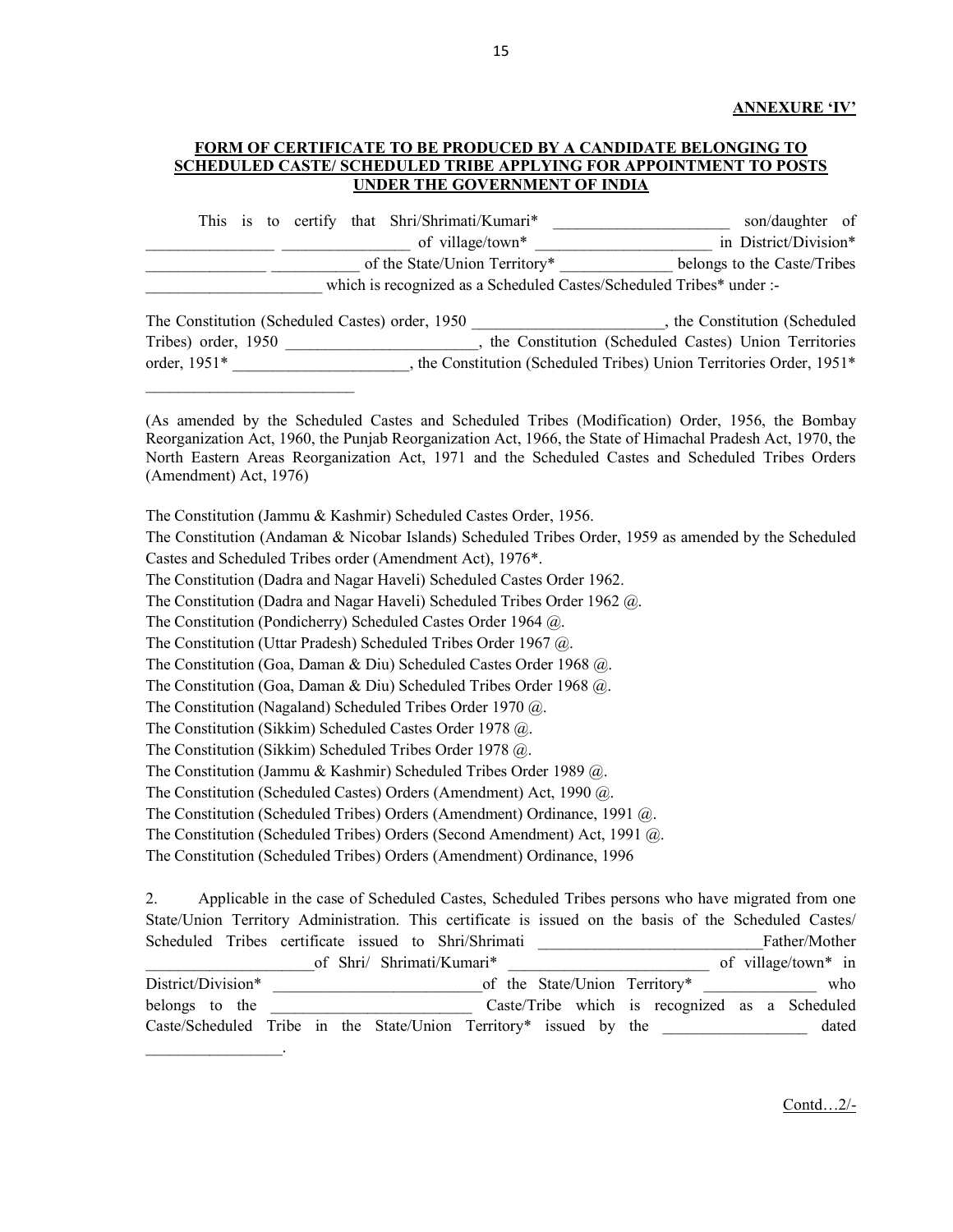**ANNEXURE 'IV'**

**FORM OF CERTIFICATE TO BE PRODUCED BY A CANDIDATE BELONGING TO SCHEDULED CASTE/ SCHEDULED TRIBE APPLYING FOR APPOINTMENT TO POSTS UNDER THE GOVERNMENT OF INDIA**

This is to certify that Shri/Shrimati/Kumari* ______________________ son/daughter of ________________ ________________ of village/town* ______________________ in District/Division* _______________ ___________ of the State/Union Territory* ______________ belongs to the Caste/Tribes ______________________ which is recognized as a Scheduled Castes/Scheduled Tribes* under :-

The Constitution (Scheduled Castes) order, 1950 ________________________, the Constitution (Scheduled Tribes) order, 1950 ________________________, the Constitution (Scheduled Castes) Union Territories order, 1951* ______________________, the Constitution (Scheduled Tribes) Union Territories Order, 1951* __________________________

(As amended by the Scheduled Castes and Scheduled Tribes (Modification) Order, 1956, the Bombay Reorganization Act, 1960, the Punjab Reorganization Act, 1966, the State of Himachal Pradesh Act, 1970, the North Eastern Areas Reorganization Act, 1971 and the Scheduled Castes and Scheduled Tribes Orders (Amendment) Act, 1976)

The Constitution (Jammu & Kashmir) Scheduled Castes Order, 1956.
The Constitution (Andaman & Nicobar Islands) Scheduled Tribes Order, 1959 as amended by the Scheduled Castes and Scheduled Tribes order (Amendment Act), 1976*.
The Constitution (Dadra and Nagar Haveli) Scheduled Castes Order 1962.
The Constitution (Dadra and Nagar Haveli) Scheduled Tribes Order 1962 @.
The Constitution (Pondicherry) Scheduled Castes Order 1964 @.
The Constitution (Uttar Pradesh) Scheduled Tribes Order 1967 @.
The Constitution (Goa, Daman & Diu) Scheduled Castes Order 1968 @.
The Constitution (Goa, Daman & Diu) Scheduled Tribes Order 1968 @.
The Constitution (Nagaland) Scheduled Tribes Order 1970 @.
The Constitution (Sikkim) Scheduled Castes Order 1978 @.
The Constitution (Sikkim) Scheduled Tribes Order 1978 @.
The Constitution (Jammu & Kashmir) Scheduled Tribes Order 1989 @.
The Constitution (Scheduled Castes) Orders (Amendment) Act, 1990 @.
The Constitution (Scheduled Tribes) Orders (Amendment) Ordinance, 1991 @.
The Constitution (Scheduled Tribes) Orders (Second Amendment) Act, 1991 @.
The Constitution (Scheduled Tribes) Orders (Amendment) Ordinance, 1996

2. Applicable in the case of Scheduled Castes, Scheduled Tribes persons who have migrated from one State/Union Territory Administration. This certificate is issued on the basis of the Scheduled Castes/ Scheduled Tribes certificate issued to Shri/Shrimati ____________________________Father/Mother _____________________of Shri/ Shrimati/Kumari* _________________________ of village/town* in District/Division* ___________________________of the State/Union Territory* ______________ who belongs to the _________________________ Caste/Tribe which is recognized as a Scheduled Caste/Scheduled Tribe in the State/Union Territory* issued by the __________________ dated _________________.

Contd…2/-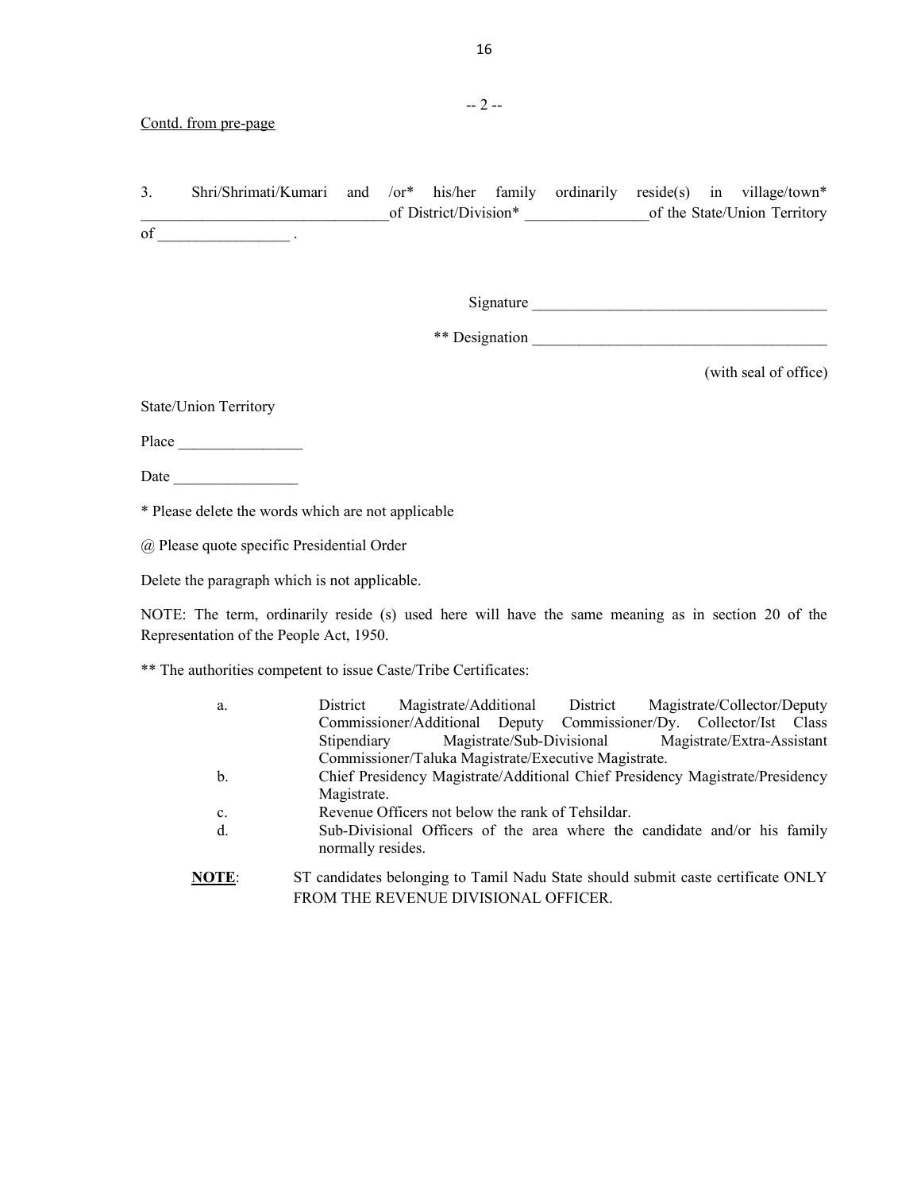-- 2 --

Contd. from pre-page

3. Shri/Shrimati/Kumari and /or* his/her family ordinarily reside(s) in village/town* ________________________________of District/Division* ________________of the State/Union Territory of _________________ .

Signature ______________________________________

** Designation ______________________________________

(with seal of office)

State/Union Territory

Place ________________

Date ________________

* Please delete the words which are not applicable

@ Please quote specific Presidential Order

Delete the paragraph which is not applicable.

NOTE: The term, ordinarily reside (s) used here will have the same meaning as in section 20 of the Representation of the People Act, 1950.

** The authorities competent to issue Caste/Tribe Certificates:

a. District Magistrate/Additional District Magistrate/Collector/Deputy Commissioner/Additional Deputy Commissioner/Dy. Collector/Ist Class Stipendiary Magistrate/Sub-Divisional Magistrate/Extra-Assistant Commissioner/Taluka Magistrate/Executive Magistrate.

b. Chief Presidency Magistrate/Additional Chief Presidency Magistrate/Presidency Magistrate.

c. Revenue Officers not below the rank of Tehsildar.

d. Sub-Divisional Officers of the area where the candidate and/or his family normally resides.

**NOTE**: ST candidates belonging to Tamil Nadu State should submit caste certificate ONLY FROM THE REVENUE DIVISIONAL OFFICER.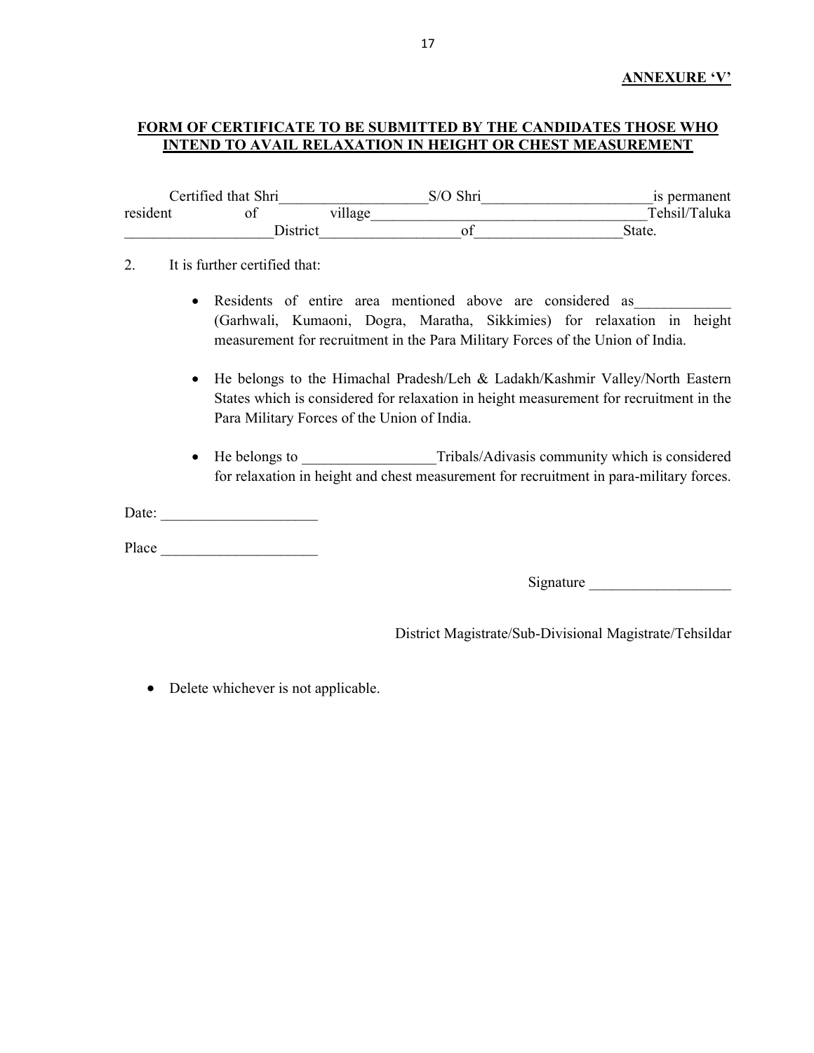**ANNEXURE 'V'**

## FORM OF CERTIFICATE TO BE SUBMITTED BY THE CANDIDATES THOSE WHO INTEND TO AVAIL RELAXATION IN HEIGHT OR CHEST MEASUREMENT

Certified that Shri___________________S/O Shri______________________is permanent resident of village____________________________________Tehsil/Taluka ___________________District__________________of___________________State.

2. It is further certified that:

- Residents of entire area mentioned above are considered as____________ (Garhwali, Kumaoni, Dogra, Maratha, Sikkimies) for relaxation in height measurement for recruitment in the Para Military Forces of the Union of India.

- He belongs to the Himachal Pradesh/Leh & Ladakh/Kashmir Valley/North Eastern States which is considered for relaxation in height measurement for recruitment in the Para Military Forces of the Union of India.

- He belongs to _________________Tribals/Adivasis community which is considered for relaxation in height and chest measurement for recruitment in para-military forces.

Date: ____________________

Place ____________________

Signature ___________________

District Magistrate/Sub-Divisional Magistrate/Tehsildar

- Delete whichever is not applicable.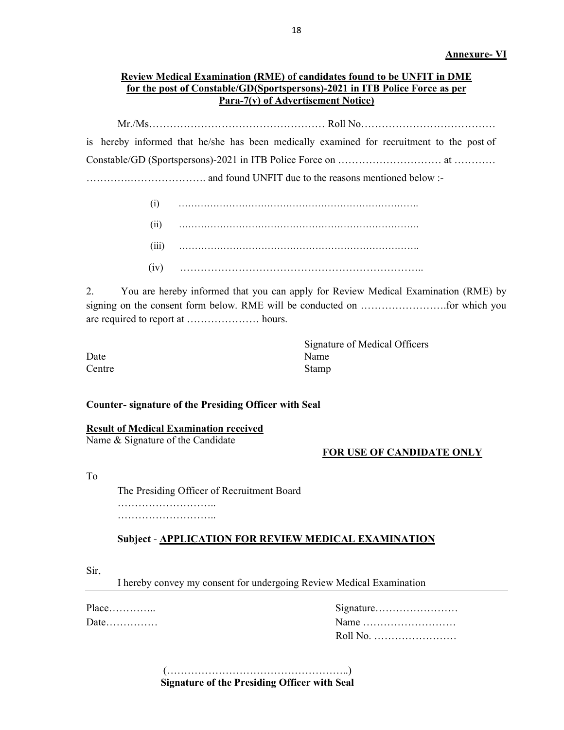**Annexure- VI**

**Review Medical Examination (RME) of candidates found to be UNFIT in DME for the post of Constable/GD(Sportspersons)-2021 in ITB Police Force as per Para-7(v) of Advertisement Notice)**

Mr./Ms…………………………………………… Roll No…………………………………

is hereby informed that he/she has been medically examined for recruitment to the post of Constable/GD (Sportspersons)-2021 in ITB Police Force on ………………………… at ………… ………….…………………. and found UNFIT due to the reasons mentioned below :-

(i) ……………………………………………………………….

(ii) ……………………………………………………………….

(iii) ……………………………………………………………….

(iv) ……………………………………………………………..

2. You are hereby informed that you can apply for Review Medical Examination (RME) by signing on the consent form below. RME will be conducted on …………………….for which you are required to report at ………………… hours.

Date

Centre

Signature of Medical Officers

Name

Stamp

**Counter- signature of the Presiding Officer with Seal**

**Result of Medical Examination received**

Name & Signature of the Candidate

**FOR USE OF CANDIDATE ONLY**

To

The Presiding Officer of Recruitment Board

………………………..

………………………..

**Subject** - **APPLICATION FOR REVIEW MEDICAL EXAMINATION**

Sir,

I hereby convey my consent for undergoing Review Medical Examination

Place…………..

Date……………

Signature……………………

Name ………………………

Roll No. ……………………

(……………………………………………..)

**Signature of the Presiding Officer with Seal**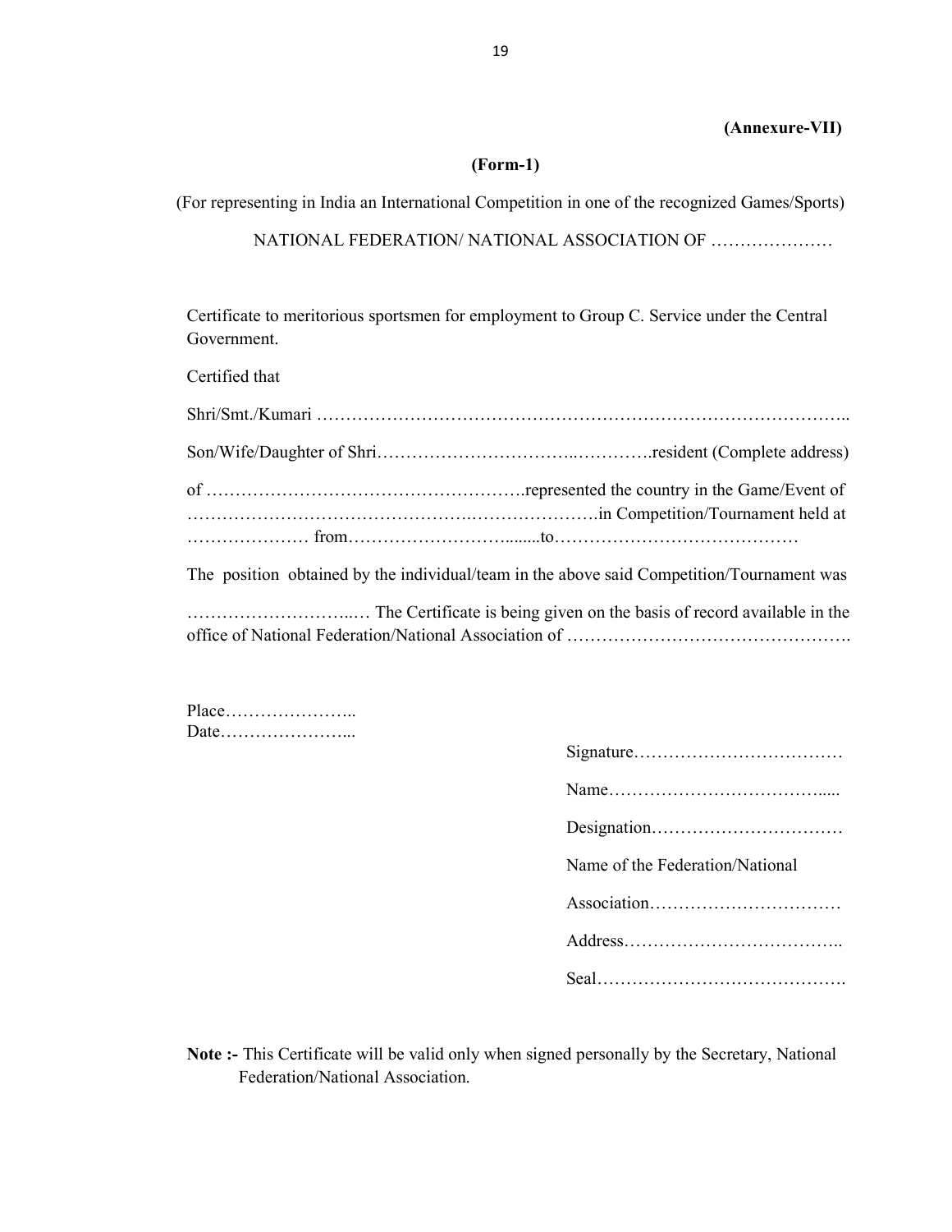**(Annexure-VII)**

**(Form-1)**

(For representing in India an International Competition in one of the recognized Games/Sports)

NATIONAL FEDERATION/ NATIONAL ASSOCIATION OF …………………

Certificate to meritorious sportsmen for employment to Group C. Service under the Central Government.

Certified that

Shri/Smt./Kumari ………………………………………………………………………………..

Son/Wife/Daughter of Shri…………………………..………….resident (Complete address)

of ……………………………………………….represented the country in the Game/Event of ……………………………………….…………………..in Competition/Tournament held at ………………… from……………………........to……………………………………

The position obtained by the individual/team in the above said Competition/Tournament was

………………………..… The Certificate is being given on the basis of record available in the office of National Federation/National Association of ……………………………………….

Place…………………..
Date…………………...

Signature………………………………

Name……………………………….....

Designation……………………………

Name of the Federation/National

Association……………………………

Address………………………………..

Seal…………………………………….

**Note :-** This Certificate will be valid only when signed personally by the Secretary, National Federation/National Association.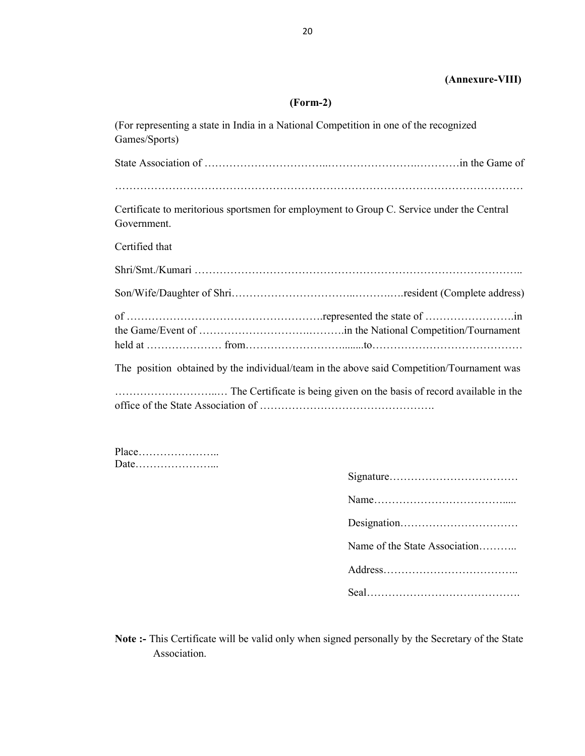**(Annexure-VIII)**

**(Form-2)**

(For representing a state in India in a National Competition in one of the recognized Games/Sports)

State Association of ……………………………..…………………….…………in the Game of

…………………………………………………………………………………………………

Certificate to meritorious sportsmen for employment to Group C. Service under the Central Government.

Certified that

Shri/Smt./Kumari ………………………….……………………………………………………..

Son/Wife/Daughter of Shri……………………………..……….….resident (Complete address)

of ……………………………………………….represented the state of …………………….in the Game/Event of ……………………….……….in the National Competition/Tournament held at ………………… from……………………........to……………………………………

The position obtained by the individual/team in the above said Competition/Tournament was

……………………..… The Certificate is being given on the basis of record available in the office of the State Association of ……………………………………….

Place…………………..
Date…………………...

Signature………………………………

Name…………………………….....

Designation……………………………

Name of the State Association………..

Address………………………………..

Seal…………………………………….

**Note :-** This Certificate will be valid only when signed personally by the Secretary of the State Association.